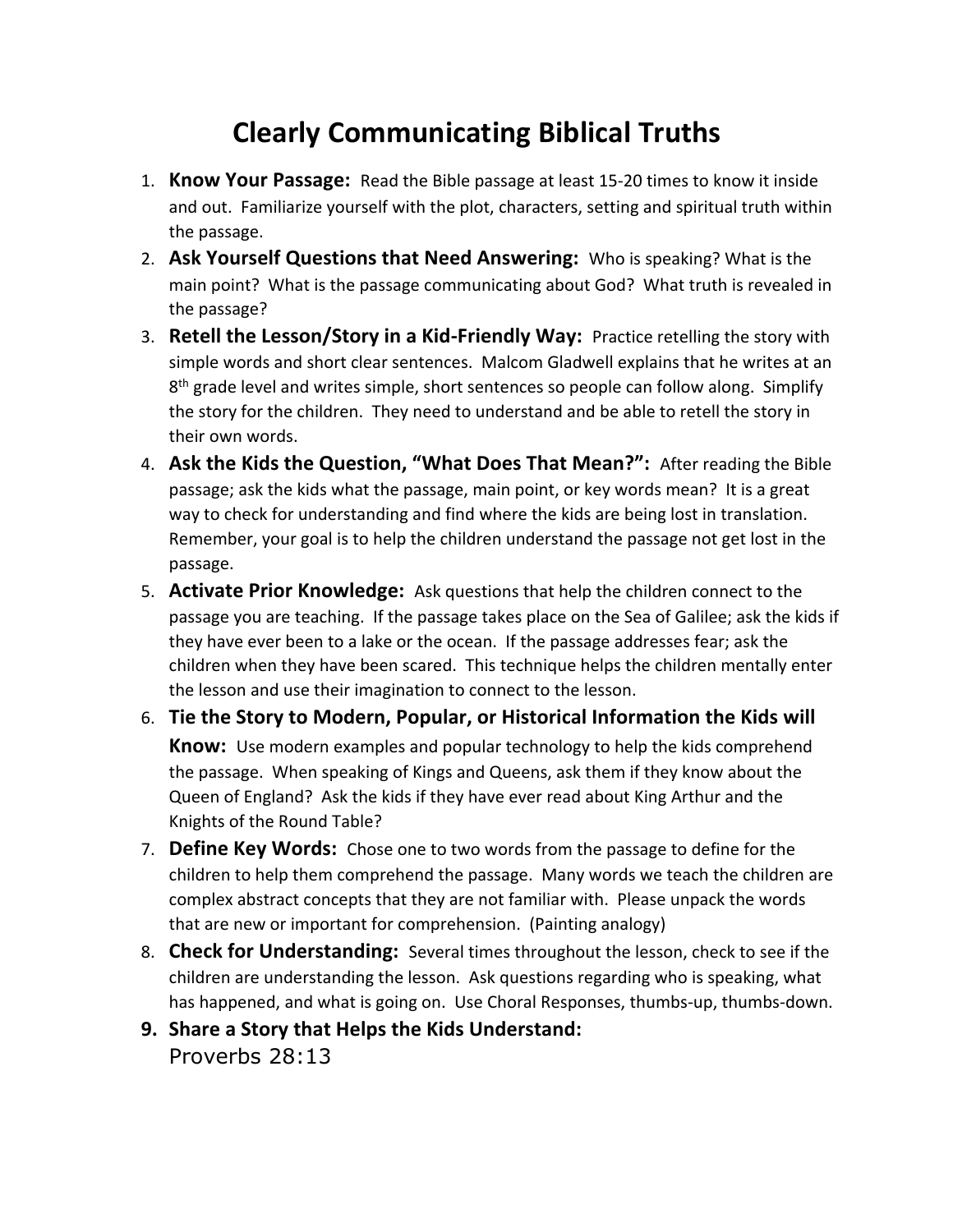# Clearly Communicating Biblical Truths

1. **Know Your Passage:** Read the Bible passage at least 15-20 times to know it inside and out. Familiarize yourself with the plot, characters, setting and spiritual truth within the passage.
2. **Ask Yourself Questions that Need Answering:** Who is speaking? What is the main point? What is the passage communicating about God? What truth is revealed in the passage?
3. **Retell the Lesson/Story in a Kid-Friendly Way:** Practice retelling the story with simple words and short clear sentences. Malcom Gladwell explains that he writes at an 8th grade level and writes simple, short sentences so people can follow along. Simplify the story for the children. They need to understand and be able to retell the story in their own words.
4. **Ask the Kids the Question, "What Does That Mean?":** After reading the Bible passage; ask the kids what the passage, main point, or key words mean? It is a great way to check for understanding and find where the kids are being lost in translation. Remember, your goal is to help the children understand the passage not get lost in the passage.
5. **Activate Prior Knowledge:** Ask questions that help the children connect to the passage you are teaching. If the passage takes place on the Sea of Galilee; ask the kids if they have ever been to a lake or the ocean. If the passage addresses fear; ask the children when they have been scared. This technique helps the children mentally enter the lesson and use their imagination to connect to the lesson.
6. **Tie the Story to Modern, Popular, or Historical Information the Kids will Know:** Use modern examples and popular technology to help the kids comprehend the passage. When speaking of Kings and Queens, ask them if they know about the Queen of England? Ask the kids if they have ever read about King Arthur and the Knights of the Round Table?
7. **Define Key Words:** Chose one to two words from the passage to define for the children to help them comprehend the passage. Many words we teach the children are complex abstract concepts that they are not familiar with. Please unpack the words that are new or important for comprehension. (Painting analogy)
8. **Check for Understanding:** Several times throughout the lesson, check to see if the children are understanding the lesson. Ask questions regarding who is speaking, what has happened, and what is going on. Use Choral Responses, thumbs-up, thumbs-down.
9. **Share a Story that Helps the Kids Understand:**
   Proverbs 28:13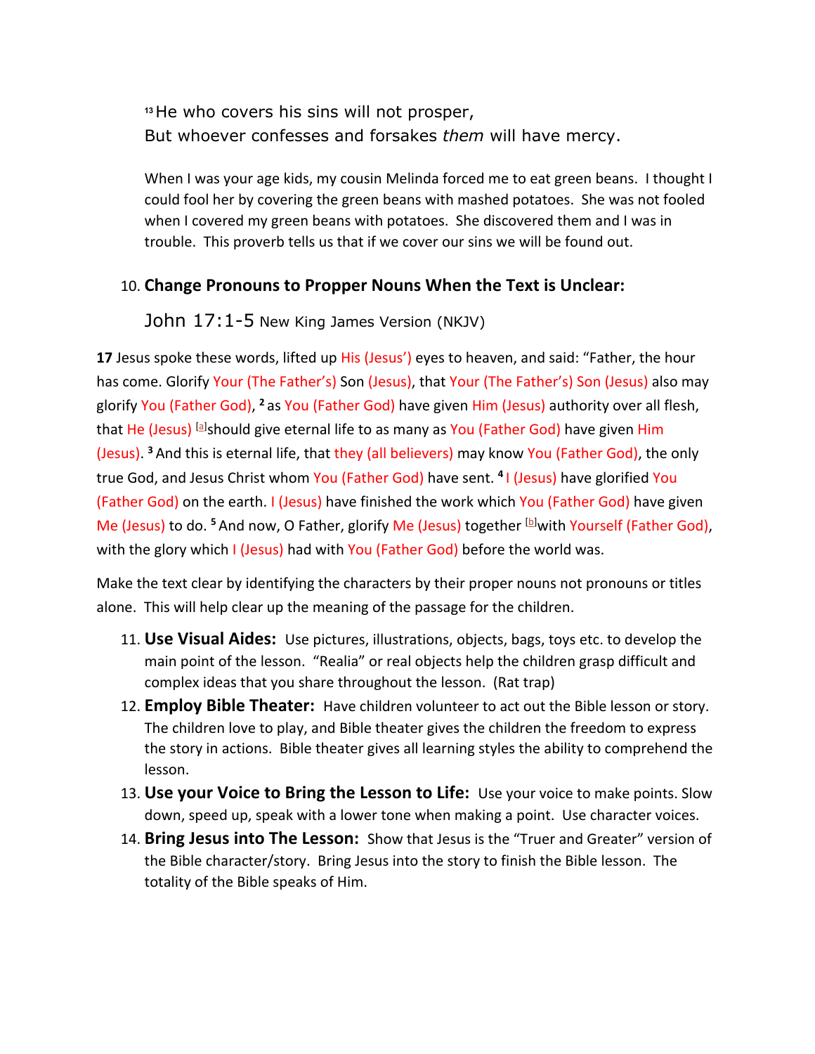[13] He who covers his sins will not prosper,
But whoever confesses and forsakes *them* will have mercy.

When I was your age kids, my cousin Melinda forced me to eat green beans. I thought I could fool her by covering the green beans with mashed potatoes. She was not fooled when I covered my green beans with potatoes. She discovered them and I was in trouble. This proverb tells us that if we cover our sins we will be found out.

10. **Change Pronouns to Propper Nouns When the Text is Unclear:**

John 17:1-5 New King James Version (NKJV)

**17** Jesus spoke these words, lifted up His (Jesus') eyes to heaven, and said: "Father, the hour has come. Glorify Your (The Father's) Son (Jesus), that Your (The Father's) Son (Jesus) also may glorify You (Father God), **[2]** as You (Father God) have given Him (Jesus) authority over all flesh, that He (Jesus) [a]should give eternal life to as many as You (Father God) have given Him (Jesus). **[3]** And this is eternal life, that they (all believers) may know You (Father God), the only true God, and Jesus Christ whom You (Father God) have sent. **[4]** I (Jesus) have glorified You (Father God) on the earth. I (Jesus) have finished the work which You (Father God) have given Me (Jesus) to do. **[5]** And now, O Father, glorify Me (Jesus) together [b]with Yourself (Father God), with the glory which I (Jesus) had with You (Father God) before the world was.

Make the text clear by identifying the characters by their proper nouns not pronouns or titles alone. This will help clear up the meaning of the passage for the children.

11. **Use Visual Aides:** Use pictures, illustrations, objects, bags, toys etc. to develop the main point of the lesson. "Realia" or real objects help the children grasp difficult and complex ideas that you share throughout the lesson. (Rat trap)
12. **Employ Bible Theater:** Have children volunteer to act out the Bible lesson or story. The children love to play, and Bible theater gives the children the freedom to express the story in actions. Bible theater gives all learning styles the ability to comprehend the lesson.
13. **Use your Voice to Bring the Lesson to Life:** Use your voice to make points. Slow down, speed up, speak with a lower tone when making a point. Use character voices.
14. **Bring Jesus into The Lesson:** Show that Jesus is the "Truer and Greater" version of the Bible character/story. Bring Jesus into the story to finish the Bible lesson. The totality of the Bible speaks of Him.